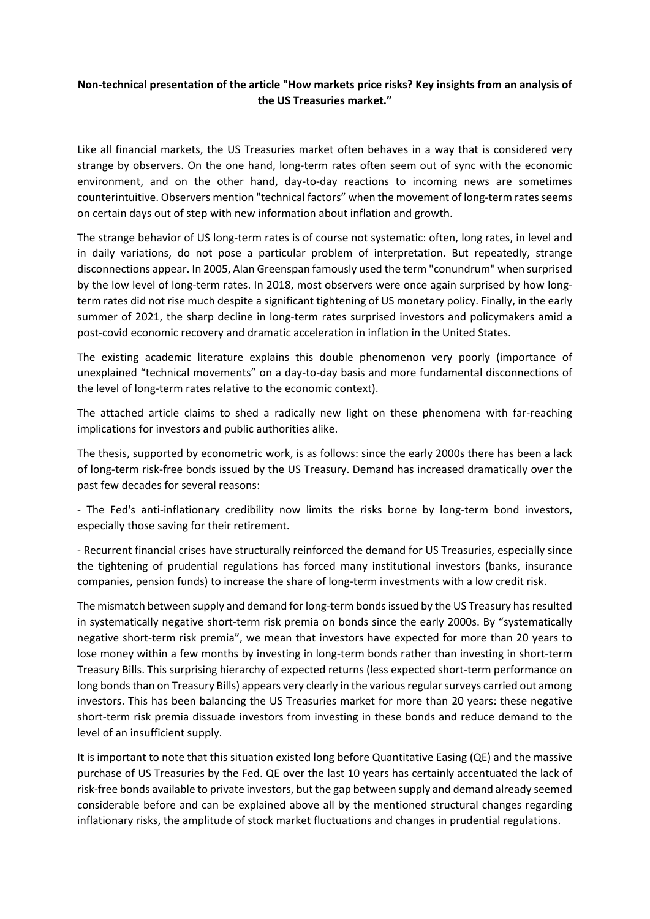**Non-technical presentation of the article "How markets price risks? Key insights from an analysis of the US Treasuries market."**

Like all financial markets, the US Treasuries market often behaves in a way that is considered very strange by observers. On the one hand, long-term rates often seem out of sync with the economic environment, and on the other hand, day-to-day reactions to incoming news are sometimes counterintuitive. Observers mention "technical factors" when the movement of long-term rates seems on certain days out of step with new information about inflation and growth.

The strange behavior of US long-term rates is of course not systematic: often, long rates, in level and in daily variations, do not pose a particular problem of interpretation. But repeatedly, strange disconnections appear. In 2005, Alan Greenspan famously used the term "conundrum" when surprised by the low level of long-term rates. In 2018, most observers were once again surprised by how long-term rates did not rise much despite a significant tightening of US monetary policy. Finally, in the early summer of 2021, the sharp decline in long-term rates surprised investors and policymakers amid a post-covid economic recovery and dramatic acceleration in inflation in the United States.

The existing academic literature explains this double phenomenon very poorly (importance of unexplained "technical movements" on a day-to-day basis and more fundamental disconnections of the level of long-term rates relative to the economic context).

The attached article claims to shed a radically new light on these phenomena with far-reaching implications for investors and public authorities alike.

The thesis, supported by econometric work, is as follows: since the early 2000s there has been a lack of long-term risk-free bonds issued by the US Treasury. Demand has increased dramatically over the past few decades for several reasons:

- The Fed's anti-inflationary credibility now limits the risks borne by long-term bond investors, especially those saving for their retirement.

- Recurrent financial crises have structurally reinforced the demand for US Treasuries, especially since the tightening of prudential regulations has forced many institutional investors (banks, insurance companies, pension funds) to increase the share of long-term investments with a low credit risk.

The mismatch between supply and demand for long-term bonds issued by the US Treasury has resulted in systematically negative short-term risk premia on bonds since the early 2000s. By "systematically negative short-term risk premia", we mean that investors have expected for more than 20 years to lose money within a few months by investing in long-term bonds rather than investing in short-term Treasury Bills. This surprising hierarchy of expected returns (less expected short-term performance on long bonds than on Treasury Bills) appears very clearly in the various regular surveys carried out among investors. This has been balancing the US Treasuries market for more than 20 years: these negative short-term risk premia dissuade investors from investing in these bonds and reduce demand to the level of an insufficient supply.

It is important to note that this situation existed long before Quantitative Easing (QE) and the massive purchase of US Treasuries by the Fed. QE over the last 10 years has certainly accentuated the lack of risk-free bonds available to private investors, but the gap between supply and demand already seemed considerable before and can be explained above all by the mentioned structural changes regarding inflationary risks, the amplitude of stock market fluctuations and changes in prudential regulations.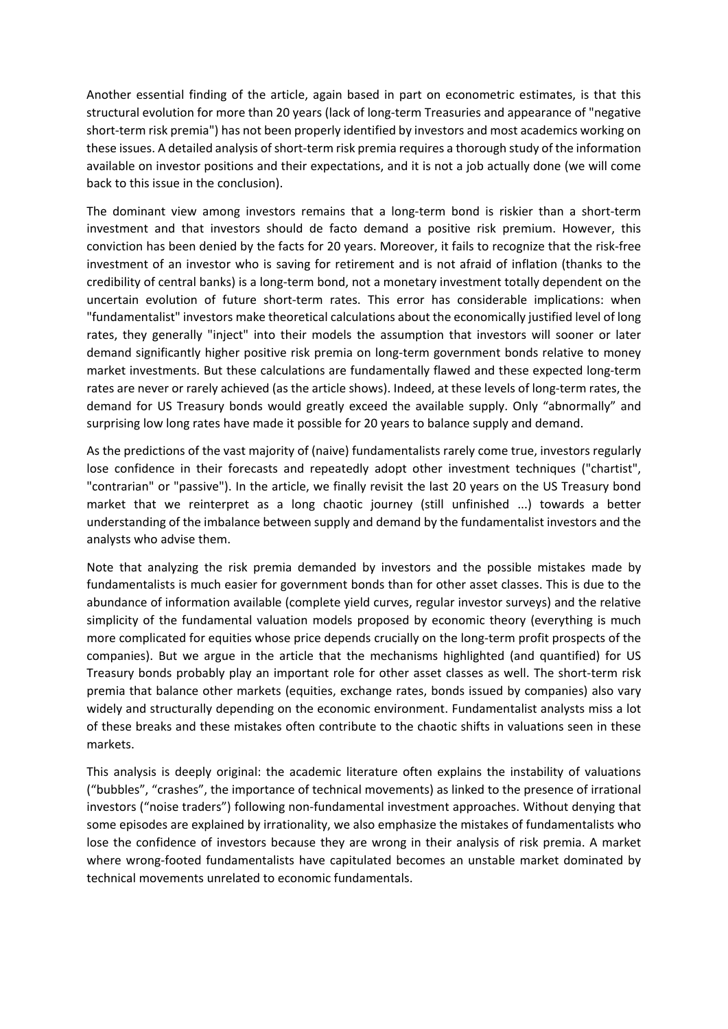Another essential finding of the article, again based in part on econometric estimates, is that this structural evolution for more than 20 years (lack of long-term Treasuries and appearance of "negative short-term risk premia") has not been properly identified by investors and most academics working on these issues. A detailed analysis of short-term risk premia requires a thorough study of the information available on investor positions and their expectations, and it is not a job actually done (we will come back to this issue in the conclusion).

The dominant view among investors remains that a long-term bond is riskier than a short-term investment and that investors should de facto demand a positive risk premium. However, this conviction has been denied by the facts for 20 years. Moreover, it fails to recognize that the risk-free investment of an investor who is saving for retirement and is not afraid of inflation (thanks to the credibility of central banks) is a long-term bond, not a monetary investment totally dependent on the uncertain evolution of future short-term rates. This error has considerable implications: when "fundamentalist" investors make theoretical calculations about the economically justified level of long rates, they generally "inject" into their models the assumption that investors will sooner or later demand significantly higher positive risk premia on long-term government bonds relative to money market investments. But these calculations are fundamentally flawed and these expected long-term rates are never or rarely achieved (as the article shows). Indeed, at these levels of long-term rates, the demand for US Treasury bonds would greatly exceed the available supply. Only "abnormally" and surprising low long rates have made it possible for 20 years to balance supply and demand.

As the predictions of the vast majority of (naive) fundamentalists rarely come true, investors regularly lose confidence in their forecasts and repeatedly adopt other investment techniques ("chartist", "contrarian" or "passive"). In the article, we finally revisit the last 20 years on the US Treasury bond market that we reinterpret as a long chaotic journey (still unfinished ...) towards a better understanding of the imbalance between supply and demand by the fundamentalist investors and the analysts who advise them.

Note that analyzing the risk premia demanded by investors and the possible mistakes made by fundamentalists is much easier for government bonds than for other asset classes. This is due to the abundance of information available (complete yield curves, regular investor surveys) and the relative simplicity of the fundamental valuation models proposed by economic theory (everything is much more complicated for equities whose price depends crucially on the long-term profit prospects of the companies). But we argue in the article that the mechanisms highlighted (and quantified) for US Treasury bonds probably play an important role for other asset classes as well. The short-term risk premia that balance other markets (equities, exchange rates, bonds issued by companies) also vary widely and structurally depending on the economic environment. Fundamentalist analysts miss a lot of these breaks and these mistakes often contribute to the chaotic shifts in valuations seen in these markets.

This analysis is deeply original: the academic literature often explains the instability of valuations ("bubbles", "crashes", the importance of technical movements) as linked to the presence of irrational investors ("noise traders") following non-fundamental investment approaches. Without denying that some episodes are explained by irrationality, we also emphasize the mistakes of fundamentalists who lose the confidence of investors because they are wrong in their analysis of risk premia. A market where wrong-footed fundamentalists have capitulated becomes an unstable market dominated by technical movements unrelated to economic fundamentals.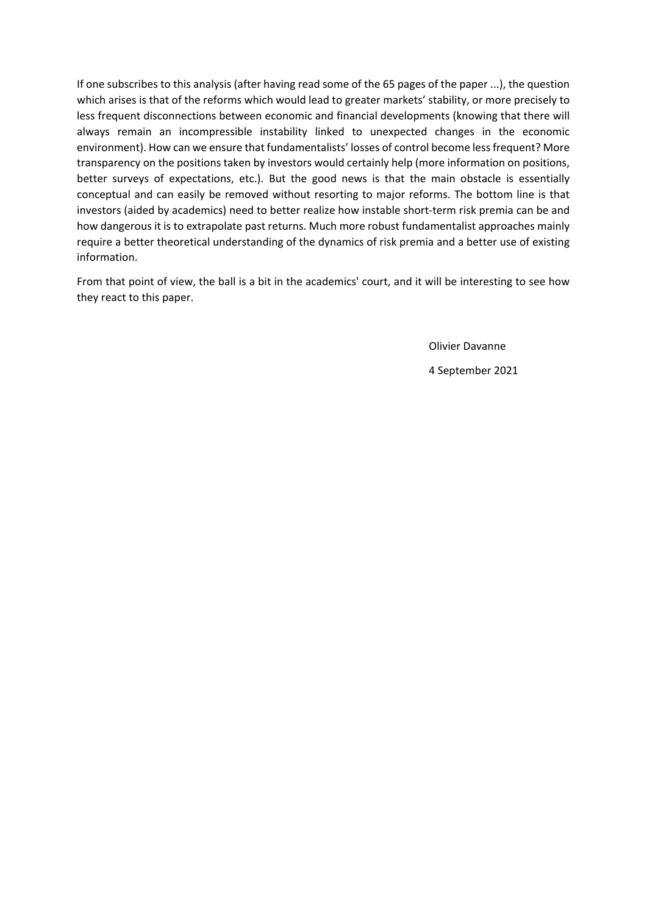If one subscribes to this analysis (after having read some of the 65 pages of the paper ...), the question which arises is that of the reforms which would lead to greater markets' stability, or more precisely to less frequent disconnections between economic and financial developments (knowing that there will always remain an incompressible instability linked to unexpected changes in the economic environment). How can we ensure that fundamentalists' losses of control become less frequent? More transparency on the positions taken by investors would certainly help (more information on positions, better surveys of expectations, etc.). But the good news is that the main obstacle is essentially conceptual and can easily be removed without resorting to major reforms. The bottom line is that investors (aided by academics) need to better realize how instable short-term risk premia can be and how dangerous it is to extrapolate past returns. Much more robust fundamentalist approaches mainly require a better theoretical understanding of the dynamics of risk premia and a better use of existing information.

From that point of view, the ball is a bit in the academics' court, and it will be interesting to see how they react to this paper.

Olivier Davanne

4 September 2021